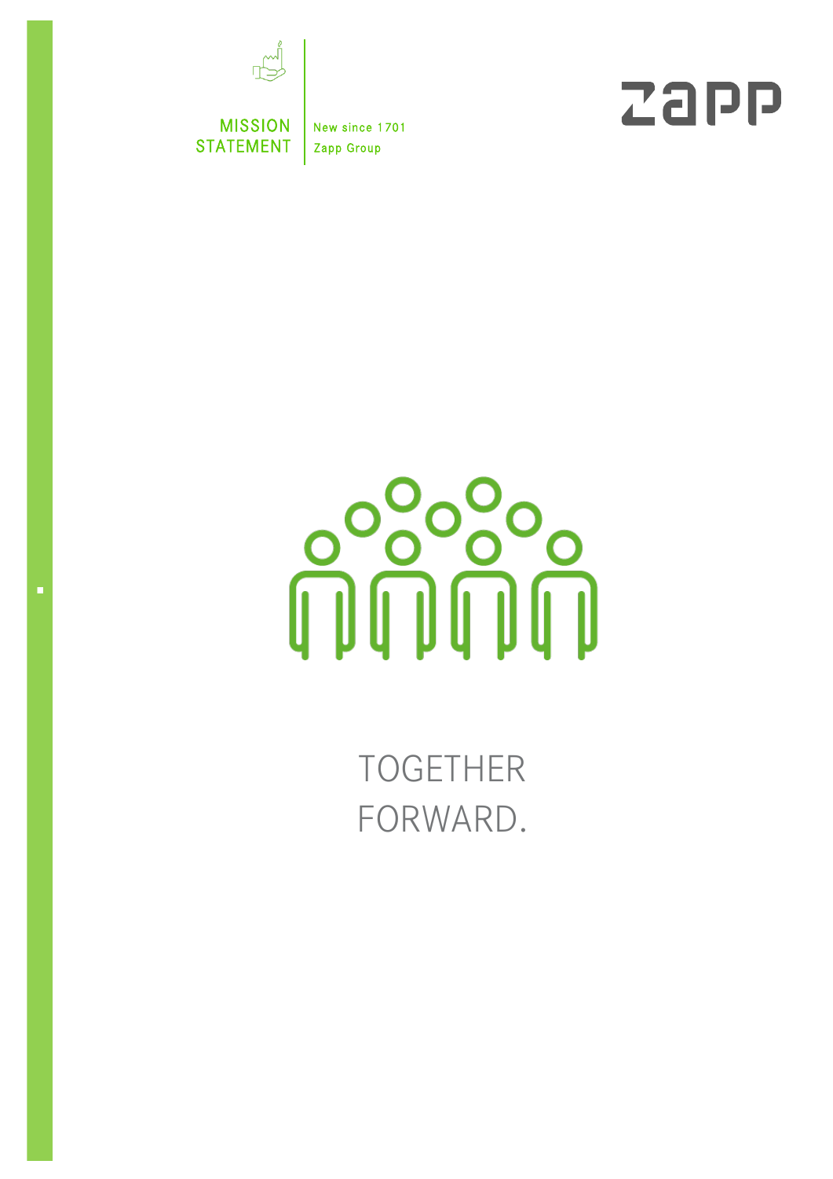MISSION STATEMENT

New since 1701
Zapp Group

zapp

# TOGETHER FORWARD.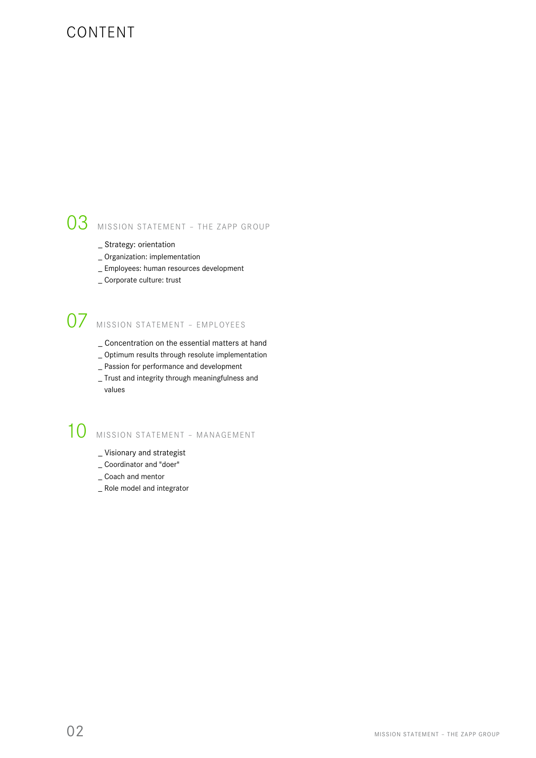# CONTENT

## 03 MISSION STATEMENT – THE ZAPP GROUP

_ Strategy: orientation
_ Organization: implementation
_ Employees: human resources development
_ Corporate culture: trust

## 07 MISSION STATEMENT – EMPLOYEES

_ Concentration on the essential matters at hand
_ Optimum results through resolute implementation
_ Passion for performance and development
_ Trust and integrity through meaningfulness and values

## 10 MISSION STATEMENT – MANAGEMENT

_ Visionary and strategist
_ Coordinator and "doer"
_ Coach and mentor
_ Role model and integrator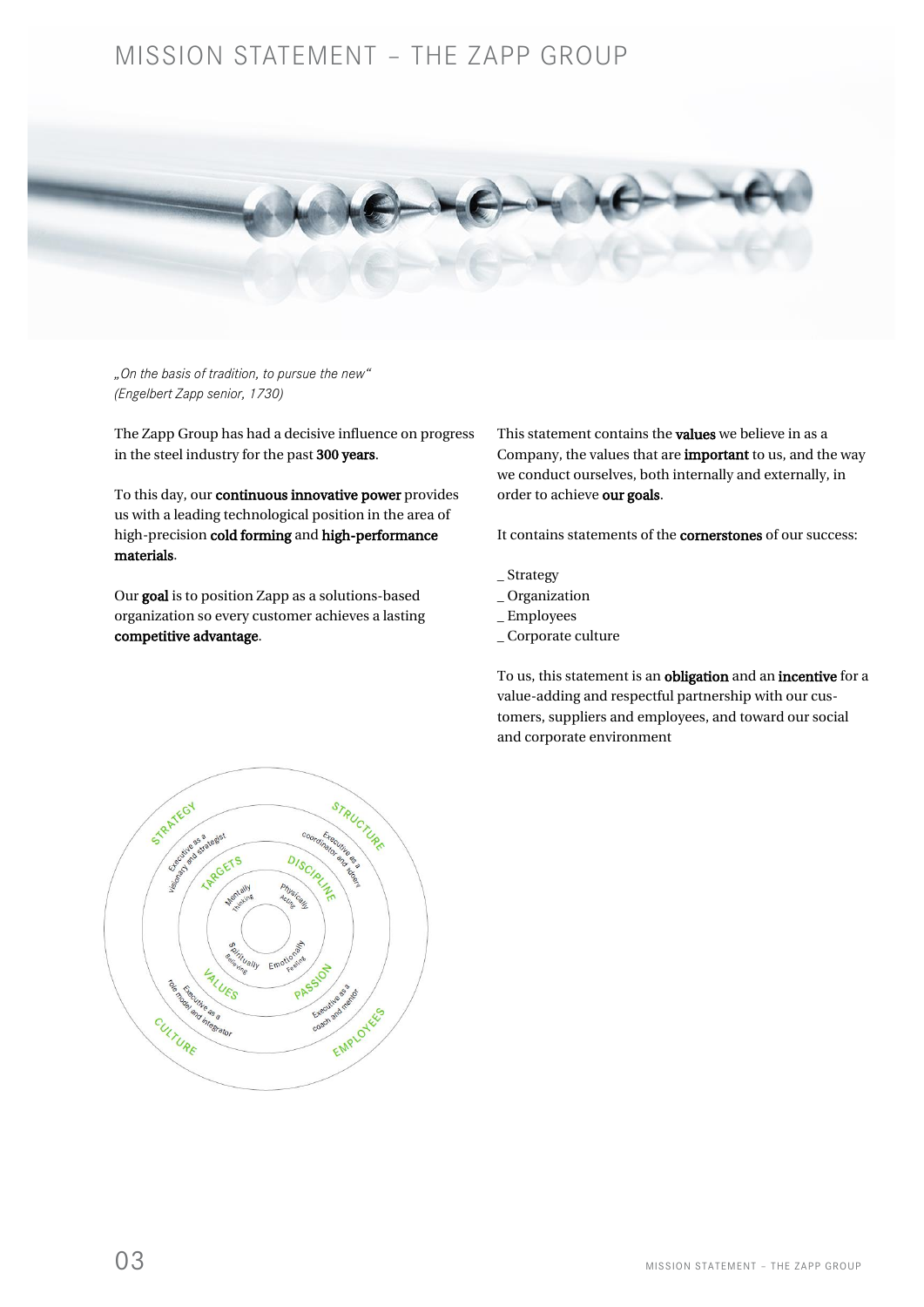# MISSION STATEMENT – THE ZAPP GROUP

*„On the basis of tradition, to pursue the new"*
*(Engelbert Zapp senior, 1730)*

The Zapp Group has had a decisive influence on progress in the steel industry for the past **300 years**.

To this day, our **continuous innovative power** provides us with a leading technological position in the area of high-precision **cold forming** and **high-performance materials**.

Our **goal** is to position Zapp as a solutions-based organization so every customer achieves a lasting **competitive advantage**.

This statement contains the **values** we believe in as a Company, the values that are **important** to us, and the way we conduct ourselves, both internally and externally, in order to achieve **our goals**.

It contains statements of the **cornerstones** of our success:

_ Strategy
_ Organization
_ Employees
_ Corporate culture

To us, this statement is an **obligation** and an **incentive** for a value-adding and respectful partnership with our customers, suppliers and employees, and toward our social and corporate environment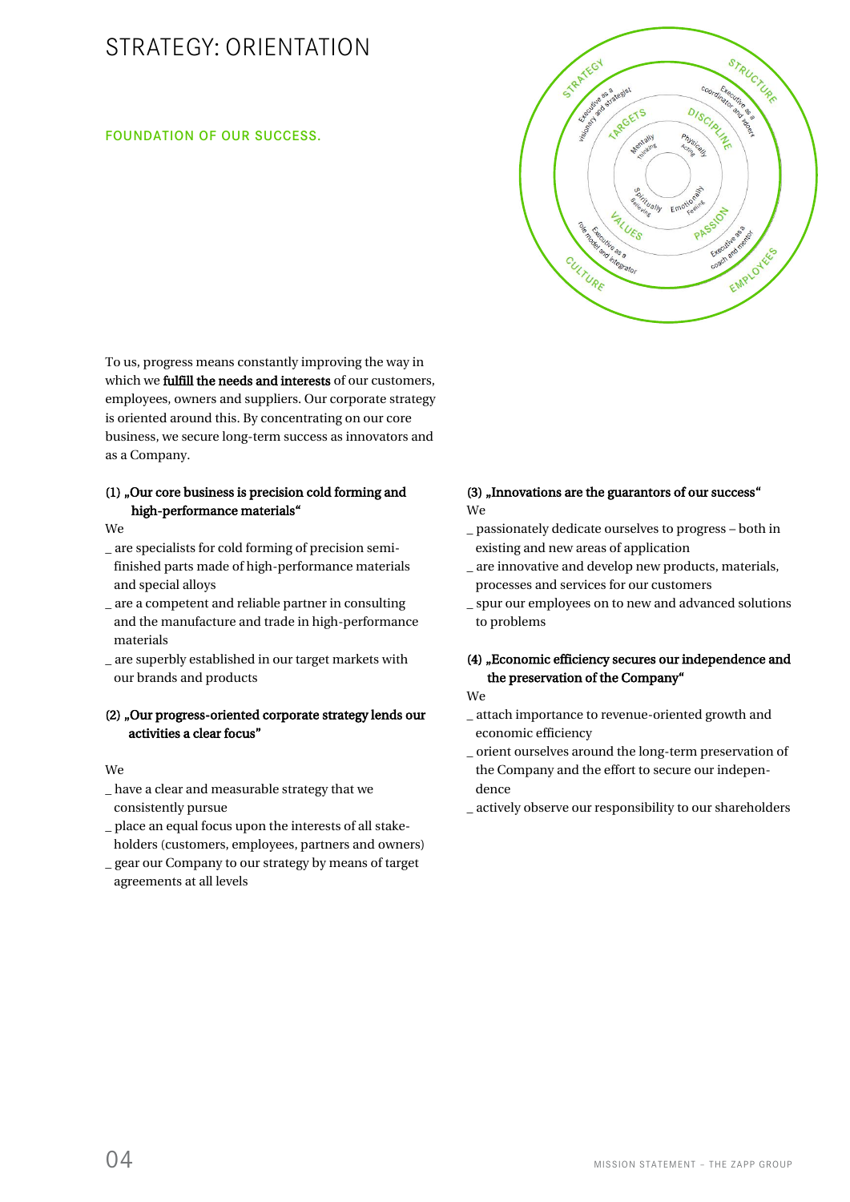# STRATEGY: ORIENTATION

**FOUNDATION OF OUR SUCCESS.**

To us, progress means constantly improving the way in which we **fulfill the needs and interests** of our customers, employees, owners and suppliers. Our corporate strategy is oriented around this. By concentrating on our core business, we secure long-term success as innovators and as a Company.

**(1) „Our core business is precision cold forming and high-performance materials"**

We

_ are specialists for cold forming of precision semi-finished parts made of high-performance materials and special alloys

_ are a competent and reliable partner in consulting and the manufacture and trade in high-performance materials

_ are superbly established in our target markets with our brands and products

**(2) „Our progress-oriented corporate strategy lends our activities a clear focus"**

We

_ have a clear and measurable strategy that we consistently pursue

_ place an equal focus upon the interests of all stake-holders (customers, employees, partners and owners)

_ gear our Company to our strategy by means of target agreements at all levels

**(3) „Innovations are the guarantors of our success"**

We

_ passionately dedicate ourselves to progress – both in existing and new areas of application

_ are innovative and develop new products, materials, processes and services for our customers

_ spur our employees on to new and advanced solutions to problems

**(4) „Economic efficiency secures our independence and the preservation of the Company"**

We

_ attach importance to revenue-oriented growth and economic efficiency

_ orient ourselves around the long-term preservation of the Company and the effort to secure our indepen-dence

_ actively observe our responsibility to our shareholders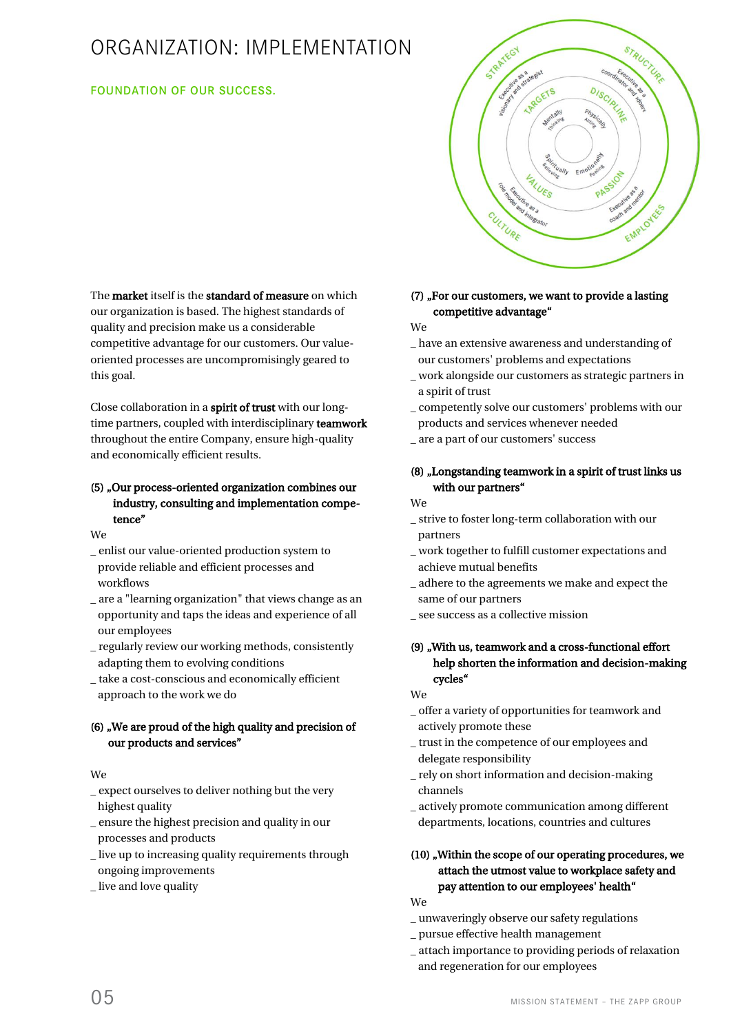# ORGANIZATION: IMPLEMENTATION

## FOUNDATION OF OUR SUCCESS.

The **market** itself is the **standard of measure** on which our organization is based. The highest standards of quality and precision make us a considerable competitive advantage for our customers. Our value-oriented processes are uncompromisingly geared to this goal.

Close collaboration in a **spirit of trust** with our long-time partners, coupled with interdisciplinary **teamwork** throughout the entire Company, ensure high-quality and economically efficient results.

**(5) „Our process-oriented organization combines our industry, consulting and implementation competence"**

We

_ enlist our value-oriented production system to provide reliable and efficient processes and workflows

_ are a "learning organization" that views change as an opportunity and taps the ideas and experience of all our employees

_ regularly review our working methods, consistently adapting them to evolving conditions

_ take a cost-conscious and economically efficient approach to the work we do

**(6) „We are proud of the high quality and precision of our products and services"**

We

_ expect ourselves to deliver nothing but the very highest quality

_ ensure the highest precision and quality in our processes and products

_ live up to increasing quality requirements through ongoing improvements

_ live and love quality

**(7) „For our customers, we want to provide a lasting competitive advantage"**

We

_ have an extensive awareness and understanding of our customers' problems and expectations

_ work alongside our customers as strategic partners in a spirit of trust

_ competently solve our customers' problems with our products and services whenever needed

_ are a part of our customers' success

**(8) „Longstanding teamwork in a spirit of trust links us with our partners"**

We

_ strive to foster long-term collaboration with our partners

_ work together to fulfill customer expectations and achieve mutual benefits

_ adhere to the agreements we make and expect the same of our partners

_ see success as a collective mission

**(9) „With us, teamwork and a cross-functional effort help shorten the information and decision-making cycles"**

We

_ offer a variety of opportunities for teamwork and actively promote these

_ trust in the competence of our employees and delegate responsibility

_ rely on short information and decision-making channels

_ actively promote communication among different departments, locations, countries and cultures

**(10) „Within the scope of our operating procedures, we attach the utmost value to workplace safety and pay attention to our employees' health"**

We

_ unwaveringly observe our safety regulations

_ pursue effective health management

_ attach importance to providing periods of relaxation and regeneration for our employees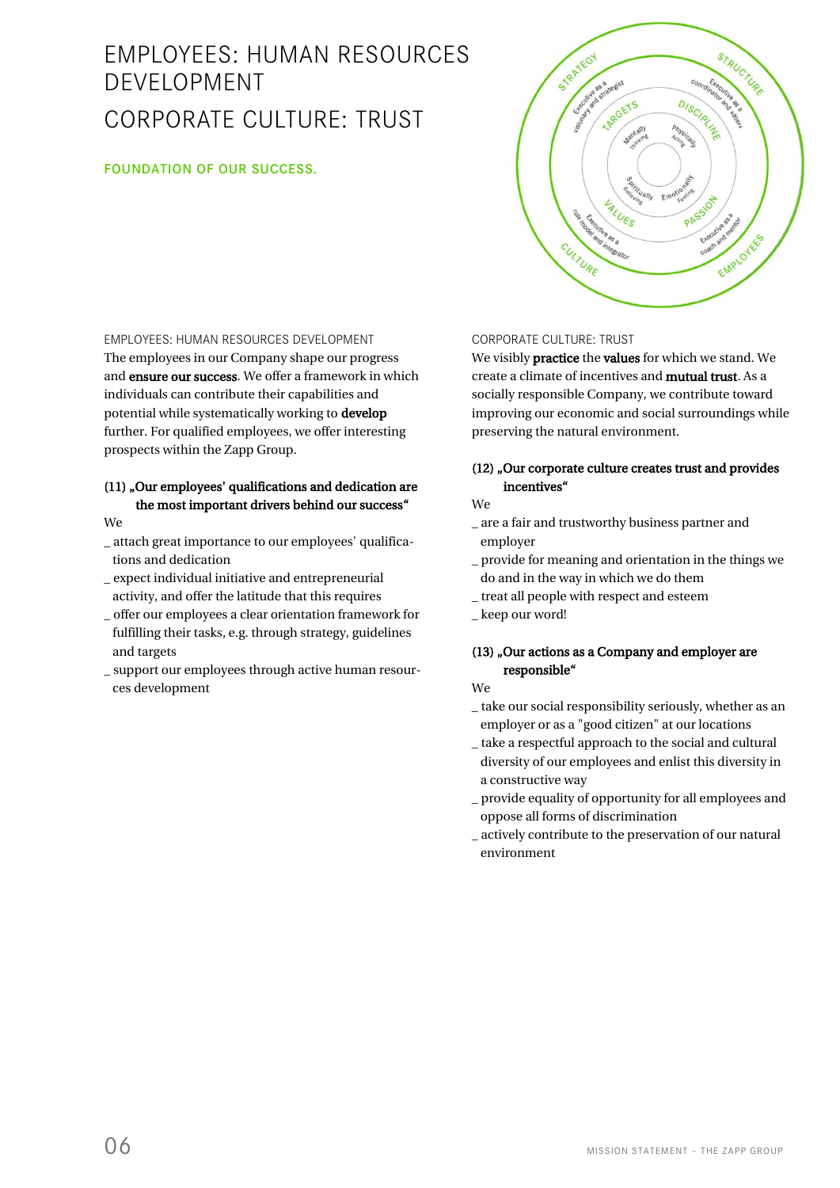# EMPLOYEES: HUMAN RESOURCES DEVELOPMENT

# CORPORATE CULTURE: TRUST

**FOUNDATION OF OUR SUCCESS.**

## EMPLOYEES: HUMAN RESOURCES DEVELOPMENT

The employees in our Company shape our progress and **ensure our success**. We offer a framework in which individuals can contribute their capabilities and potential while systematically working to **develop** further. For qualified employees, we offer interesting prospects within the Zapp Group.

### (11) „Our employees' qualifications and dedication are the most important drivers behind our success"

We

_ attach great importance to our employees' qualifications and dedication
_ expect individual initiative and entrepreneurial activity, and offer the latitude that this requires
_ offer our employees a clear orientation framework for fulfilling their tasks, e.g. through strategy, guidelines and targets
_ support our employees through active human resources development

## CORPORATE CULTURE: TRUST

We visibly **practice** the **values** for which we stand. We create a climate of incentives and **mutual trust**. As a socially responsible Company, we contribute toward improving our economic and social surroundings while preserving the natural environment.

### (12) „Our corporate culture creates trust and provides incentives"

We

_ are a fair and trustworthy business partner and employer
_ provide for meaning and orientation in the things we do and in the way in which we do them
_ treat all people with respect and esteem
_ keep our word!

### (13) „Our actions as a Company and employer are responsible"

We

_ take our social responsibility seriously, whether as an employer or as a "good citizen" at our locations
_ take a respectful approach to the social and cultural diversity of our employees and enlist this diversity in a constructive way
_ provide equality of opportunity for all employees and oppose all forms of discrimination
_ actively contribute to the preservation of our natural environment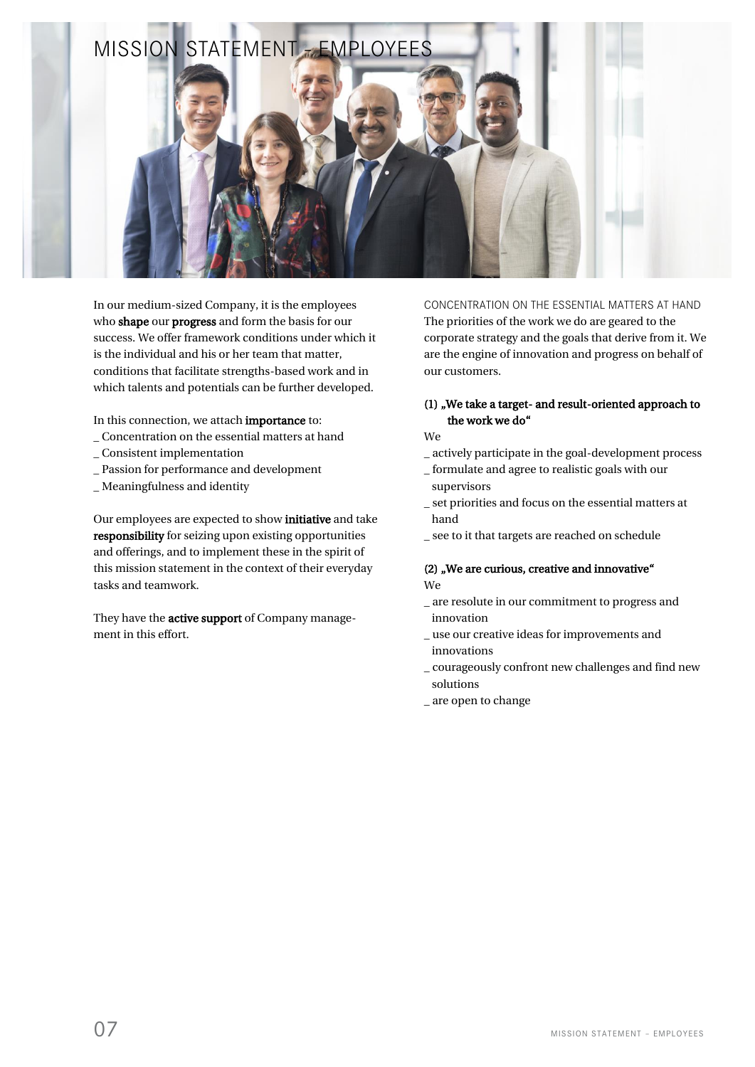# MISSION STATEMENT – EMPLOYEES

In our medium-sized Company, it is the employees who **shape** our **progress** and form the basis for our success. We offer framework conditions under which it is the individual and his or her team that matter, conditions that facilitate strengths-based work and in which talents and potentials can be further developed.

In this connection, we attach **importance** to:
_ Concentration on the essential matters at hand
_ Consistent implementation
_ Passion for performance and development
_ Meaningfulness and identity

Our employees are expected to show **initiative** and take **responsibility** for seizing upon existing opportunities and offerings, and to implement these in the spirit of this mission statement in the context of their everyday tasks and teamwork.

They have the **active support** of Company management in this effort.

## CONCENTRATION ON THE ESSENTIAL MATTERS AT HAND

The priorities of the work we do are geared to the corporate strategy and the goals that derive from it. We are the engine of innovation and progress on behalf of our customers.

**(1) „We take a target- and result-oriented approach to the work we do"**

We
_ actively participate in the goal-development process
_ formulate and agree to realistic goals with our supervisors
_ set priorities and focus on the essential matters at hand
_ see to it that targets are reached on schedule

**(2) „We are curious, creative and innovative"**

We
_ are resolute in our commitment to progress and innovation
_ use our creative ideas for improvements and innovations
_ courageously confront new challenges and find new solutions
_ are open to change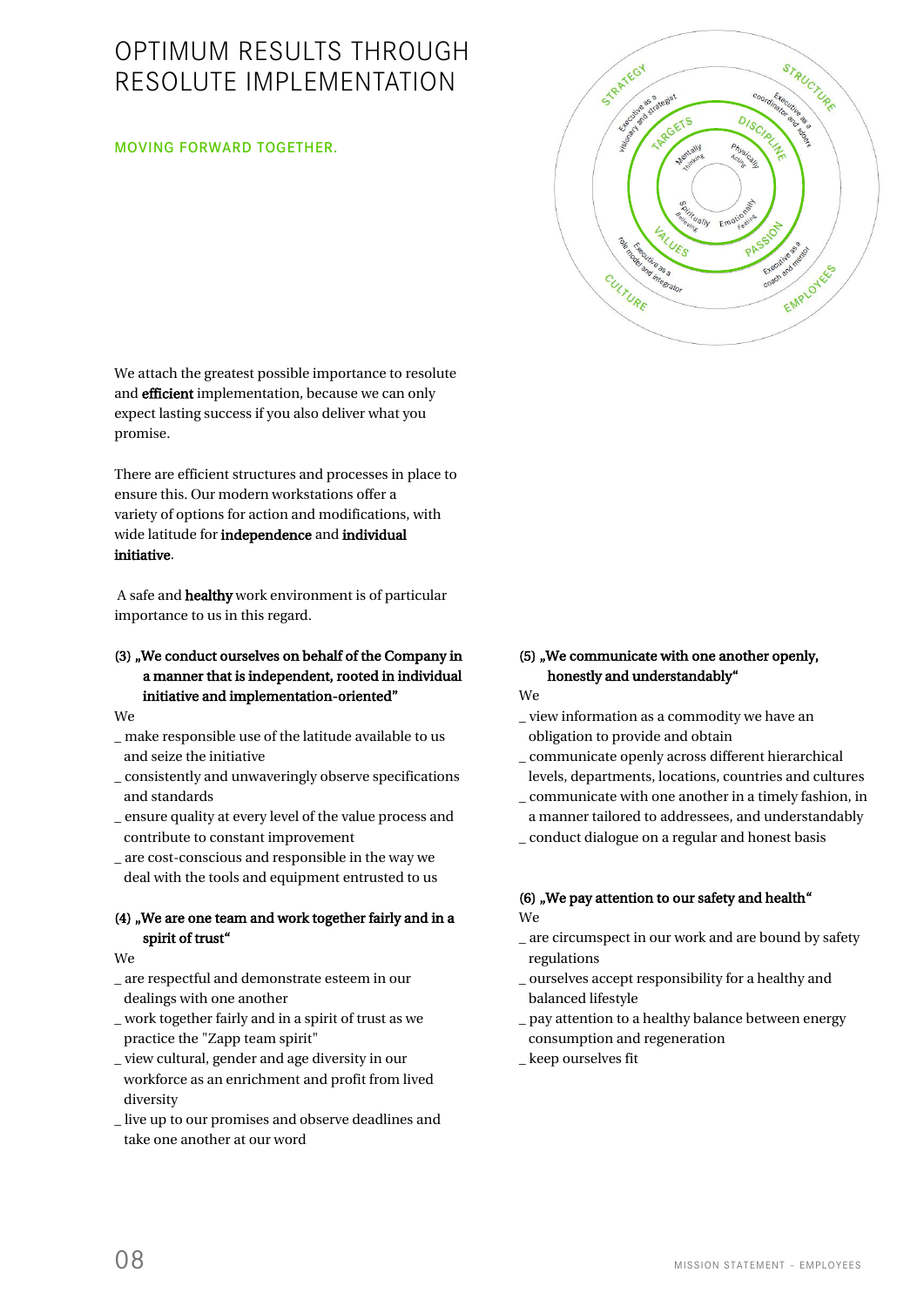# OPTIMUM RESULTS THROUGH RESOLUTE IMPLEMENTATION

## MOVING FORWARD TOGETHER.

STRATEGY
Executive as a visionary and strategist
STRUCTURE
Executive as a coordinator and sharer
TARGETS
DISCIPLINE
Mentally Thinking
Physically Acting
Spiritually Believing
Emotionally Feeling
VALUES
PASSION
Executive as a role model and integrator
Executive as a coach and mentor
CULTURE
EMPLOYEES

We attach the greatest possible importance to resolute and **efficient** implementation, because we can only expect lasting success if you also deliver what you promise.

There are efficient structures and processes in place to ensure this. Our modern workstations offer a variety of options for action and modifications, with wide latitude for **independence** and **individual initiative**.

A safe and **healthy** work environment is of particular importance to us in this regard.

**(3) „We conduct ourselves on behalf of the Company in a manner that is independent, rooted in individual initiative and implementation-oriented"**

We

_ make responsible use of the latitude available to us and seize the initiative

_ consistently and unwaveringly observe specifications and standards

_ ensure quality at every level of the value process and contribute to constant improvement

_ are cost-conscious and responsible in the way we deal with the tools and equipment entrusted to us

**(4) „We are one team and work together fairly and in a spirit of trust"**

We

_ are respectful and demonstrate esteem in our dealings with one another

_ work together fairly and in a spirit of trust as we practice the "Zapp team spirit"

_ view cultural, gender and age diversity in our workforce as an enrichment and profit from lived diversity

_ live up to our promises and observe deadlines and take one another at our word

**(5) „We communicate with one another openly, honestly and understandably"**

We

_ view information as a commodity we have an obligation to provide and obtain

_ communicate openly across different hierarchical levels, departments, locations, countries and cultures

_ communicate with one another in a timely fashion, in a manner tailored to addressees, and understandably

_ conduct dialogue on a regular and honest basis

**(6) „We pay attention to our safety and health"**

We

_ are circumspect in our work and are bound by safety regulations

_ ourselves accept responsibility for a healthy and balanced lifestyle

_ pay attention to a healthy balance between energy consumption and regeneration

_ keep ourselves fit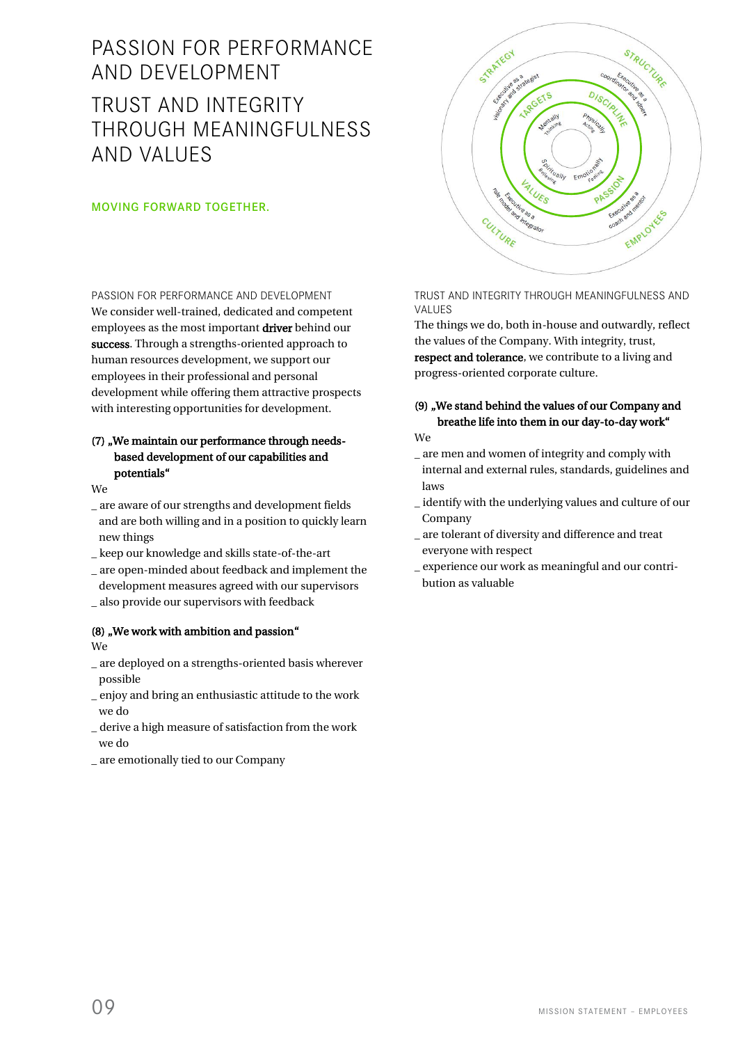# PASSION FOR PERFORMANCE AND DEVELOPMENT

# TRUST AND INTEGRITY THROUGH MEANINGFULNESS AND VALUES

**MOVING FORWARD TOGETHER.**

STRATEGY
Executive as a visionary and strategist

STRUCTURE
Executive as a coordinator and steerer

TARGETS

DISCIPLINE

Mentally
Thinking

Physically
Acting

Spiritually
Believing

Emotionally
Feeling

VALUES

PASSION

CULTURE
Executive as a role model and integrator

EMPLOYEES
Executive as a coach and mentor

## PASSION FOR PERFORMANCE AND DEVELOPMENT

We consider well-trained, dedicated and competent employees as the most important **driver** behind our **success**. Through a strengths-oriented approach to human resources development, we support our employees in their professional and personal development while offering them attractive prospects with interesting opportunities for development.

**(7) „We maintain our performance through needs-based development of our capabilities and potentials"**

We

_ are aware of our strengths and development fields and are both willing and in a position to quickly learn new things
_ keep our knowledge and skills state-of-the-art
_ are open-minded about feedback and implement the development measures agreed with our supervisors
_ also provide our supervisors with feedback

**(8) „We work with ambition and passion"**

We

_ are deployed on a strengths-oriented basis wherever possible
_ enjoy and bring an enthusiastic attitude to the work we do
_ derive a high measure of satisfaction from the work we do
_ are emotionally tied to our Company

## TRUST AND INTEGRITY THROUGH MEANINGFULNESS AND VALUES

The things we do, both in-house and outwardly, reflect the values of the Company. With integrity, trust, **respect and tolerance**, we contribute to a living and progress-oriented corporate culture.

**(9) „We stand behind the values of our Company and breathe life into them in our day-to-day work"**

We

_ are men and women of integrity and comply with internal and external rules, standards, guidelines and laws
_ identify with the underlying values and culture of our Company
_ are tolerant of diversity and difference and treat everyone with respect
_ experience our work as meaningful and our contribution as valuable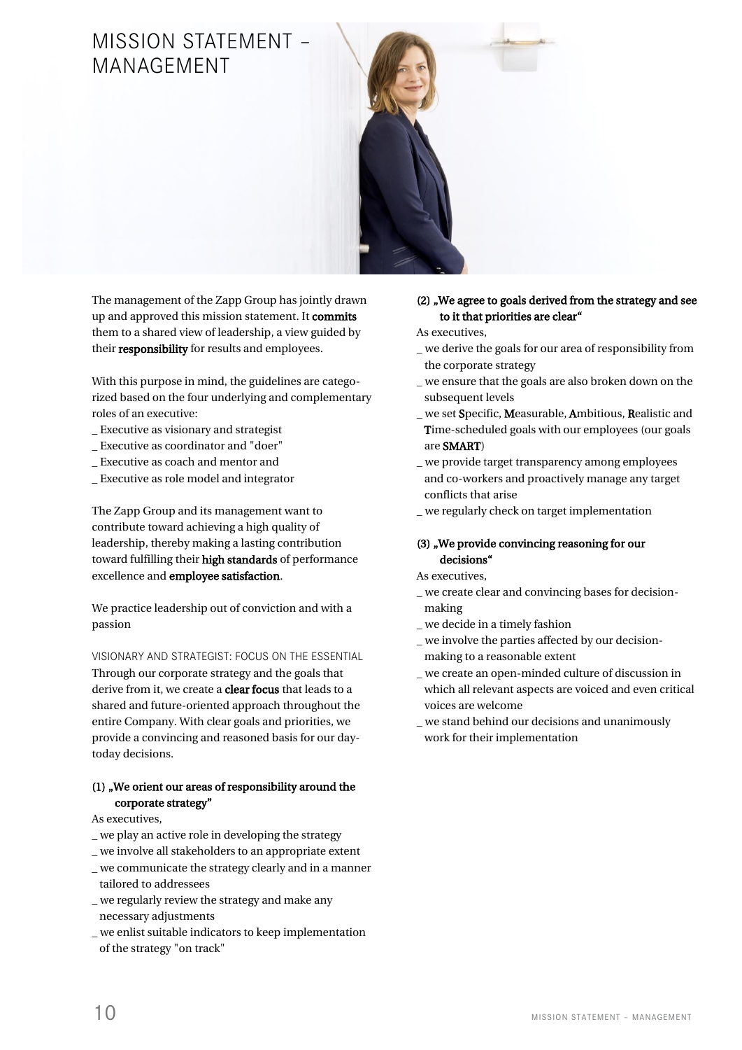# MISSION STATEMENT – MANAGEMENT

The management of the Zapp Group has jointly drawn up and approved this mission statement. It **commits** them to a shared view of leadership, a view guided by their **responsibility** for results and employees.

With this purpose in mind, the guidelines are categorized based on the four underlying and complementary roles of an executive:

_ Executive as visionary and strategist
_ Executive as coordinator and "doer"
_ Executive as coach and mentor and
_ Executive as role model and integrator

The Zapp Group and its management want to contribute toward achieving a high quality of leadership, thereby making a lasting contribution toward fulfilling their **high standards** of performance excellence and **employee satisfaction**.

We practice leadership out of conviction and with a passion

## VISIONARY AND STRATEGIST: FOCUS ON THE ESSENTIAL

Through our corporate strategy and the goals that derive from it, we create a **clear focus** that leads to a shared and future-oriented approach throughout the entire Company. With clear goals and priorities, we provide a convincing and reasoned basis for our day-today decisions.

**(1) „We orient our areas of responsibility around the corporate strategy"**

As executives,

_ we play an active role in developing the strategy
_ we involve all stakeholders to an appropriate extent
_ we communicate the strategy clearly and in a manner tailored to addressees
_ we regularly review the strategy and make any necessary adjustments
_ we enlist suitable indicators to keep implementation of the strategy "on track"

**(2) „We agree to goals derived from the strategy and see to it that priorities are clear"**

As executives,

_ we derive the goals for our area of responsibility from the corporate strategy
_ we ensure that the goals are also broken down on the subsequent levels
_ we set **S**pecific, **M**easurable, **A**mbitious, **R**ealistic and **T**ime-scheduled goals with our employees (our goals are **SMART**)
_ we provide target transparency among employees and co-workers and proactively manage any target conflicts that arise
_ we regularly check on target implementation

**(3) „We provide convincing reasoning for our decisions"**

As executives,

_ we create clear and convincing bases for decision-making
_ we decide in a timely fashion
_ we involve the parties affected by our decision-making to a reasonable extent
_ we create an open-minded culture of discussion in which all relevant aspects are voiced and even critical voices are welcome
_ we stand behind our decisions and unanimously work for their implementation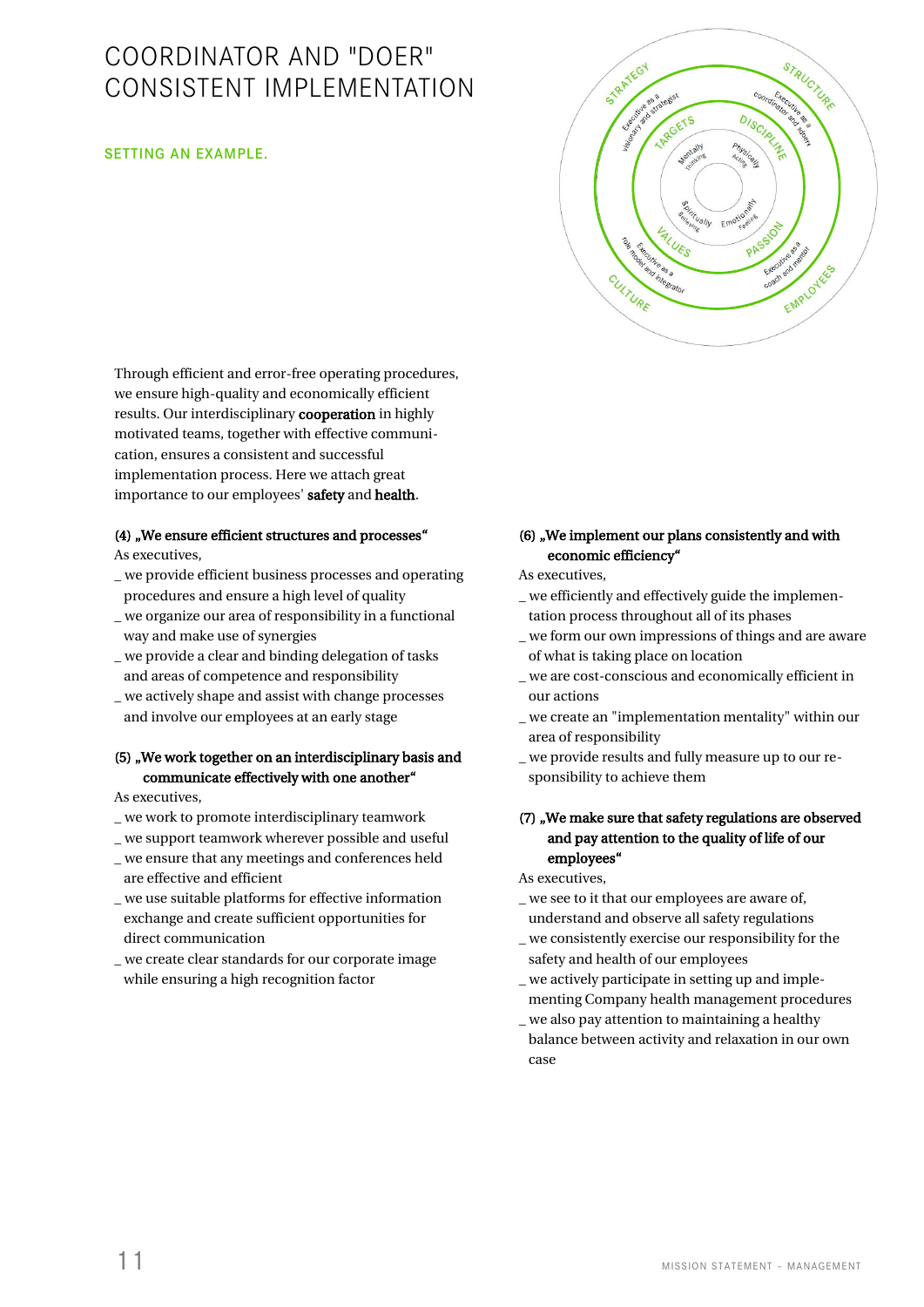# COORDINATOR AND "DOER" CONSISTENT IMPLEMENTATION

## SETTING AN EXAMPLE.

Through efficient and error-free operating procedures, we ensure high-quality and economically efficient results. Our interdisciplinary **cooperation** in highly motivated teams, together with effective communication, ensures a consistent and successful implementation process. Here we attach great importance to our employees' **safety** and **health**.

**(4) „We ensure efficient structures and processes“**

As executives,

_ we provide efficient business processes and operating procedures and ensure a high level of quality
_ we organize our area of responsibility in a functional way and make use of synergies
_ we provide a clear and binding delegation of tasks and areas of competence and responsibility
_ we actively shape and assist with change processes and involve our employees at an early stage

**(5) „We work together on an interdisciplinary basis and communicate effectively with one another“**

As executives,

_ we work to promote interdisciplinary teamwork
_ we support teamwork wherever possible and useful
_ we ensure that any meetings and conferences held are effective and efficient
_ we use suitable platforms for effective information exchange and create sufficient opportunities for direct communication
_ we create clear standards for our corporate image while ensuring a high recognition factor

**(6) „We implement our plans consistently and with economic efficiency“**

As executives,

_ we efficiently and effectively guide the implementation process throughout all of its phases
_ we form our own impressions of things and are aware of what is taking place on location
_ we are cost-conscious and economically efficient in our actions
_ we create an "implementation mentality" within our area of responsibility
_ we provide results and fully measure up to our responsibility to achieve them

**(7) „We make sure that safety regulations are observed and pay attention to the quality of life of our employees“**

As executives,

_ we see to it that our employees are aware of, understand and observe all safety regulations
_ we consistently exercise our responsibility for the safety and health of our employees
_ we actively participate in setting up and implementing Company health management procedures
_ we also pay attention to maintaining a healthy balance between activity and relaxation in our own case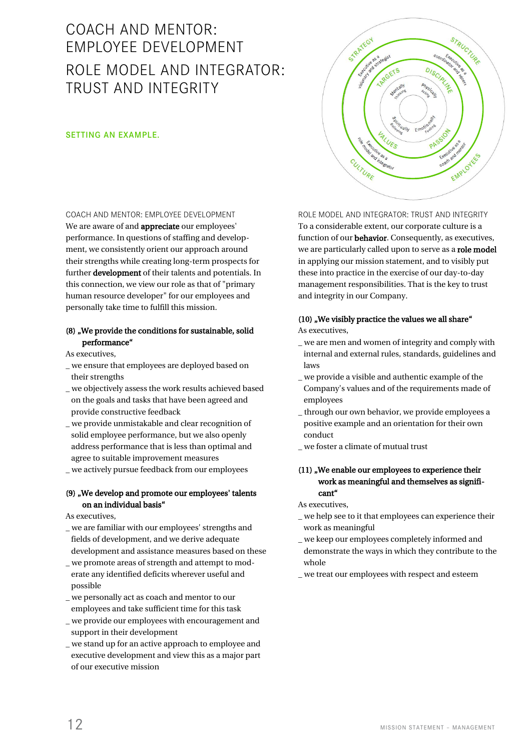# COACH AND MENTOR: EMPLOYEE DEVELOPMENT

# ROLE MODEL AND INTEGRATOR: TRUST AND INTEGRITY

SETTING AN EXAMPLE.

COACH AND MENTOR: EMPLOYEE DEVELOPMENT

We are aware of and **appreciate** our employees' performance. In questions of staffing and development, we consistently orient our approach around their strengths while creating long-term prospects for further **development** of their talents and potentials. In this connection, we view our role as that of "primary human resource developer" for our employees and personally take time to fulfill this mission.

**(8) „We provide the conditions for sustainable, solid performance"**

As executives,

_ we ensure that employees are deployed based on their strengths

_ we objectively assess the work results achieved based on the goals and tasks that have been agreed and provide constructive feedback

_ we provide unmistakable and clear recognition of solid employee performance, but we also openly address performance that is less than optimal and agree to suitable improvement measures

_ we actively pursue feedback from our employees

**(9) „We develop and promote our employees' talents on an individual basis"**

As executives,

_ we are familiar with our employees' strengths and fields of development, and we derive adequate development and assistance measures based on these

_ we promote areas of strength and attempt to moderate any identified deficits wherever useful and possible

_ we personally act as coach and mentor to our employees and take sufficient time for this task

_ we provide our employees with encouragement and support in their development

_ we stand up for an active approach to employee and executive development and view this as a major part of our executive mission

ROLE MODEL AND INTEGRATOR: TRUST AND INTEGRITY

To a considerable extent, our corporate culture is a function of our **behavior**. Consequently, as executives, we are particularly called upon to serve as a **role model** in applying our mission statement, and to visibly put these into practice in the exercise of our day-to-day management responsibilities. That is the key to trust and integrity in our Company.

**(10) „We visibly practice the values we all share"**

As executives,

_ we are men and women of integrity and comply with internal and external rules, standards, guidelines and laws

_ we provide a visible and authentic example of the Company's values and of the requirements made of employees

_ through our own behavior, we provide employees a positive example and an orientation for their own conduct

_ we foster a climate of mutual trust

**(11) „We enable our employees to experience their work as meaningful and themselves as significant"**

As executives,

_ we help see to it that employees can experience their work as meaningful

_ we keep our employees completely informed and demonstrate the ways in which they contribute to the whole

_ we treat our employees with respect and esteem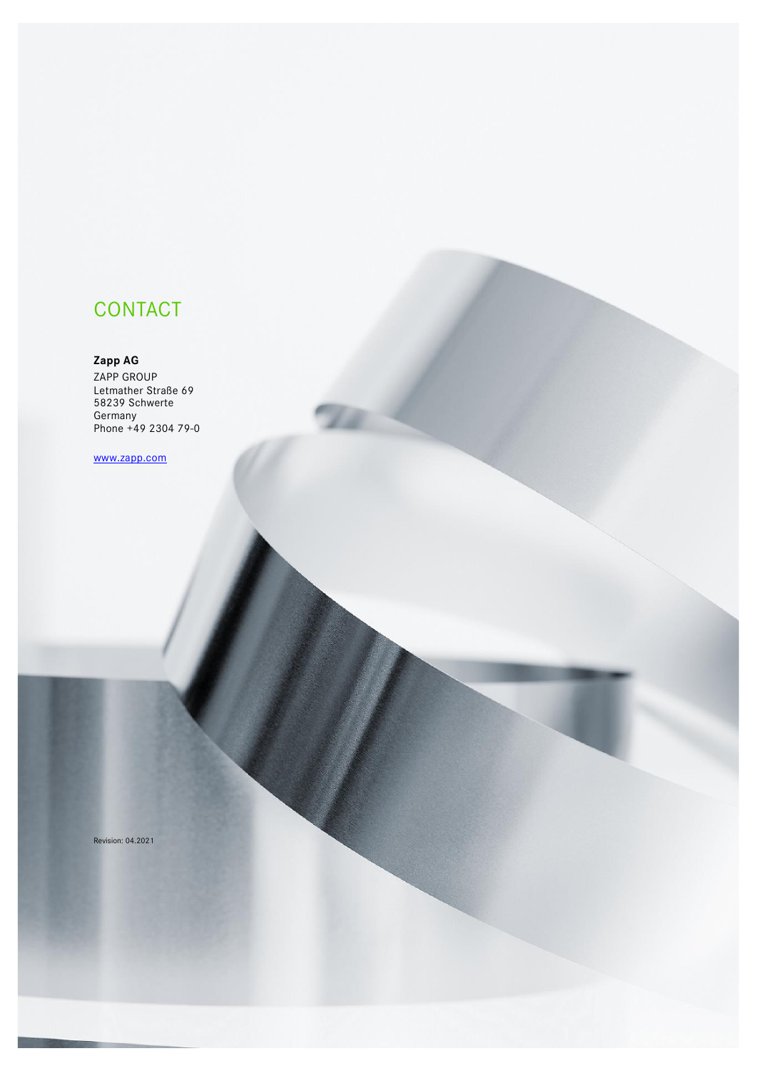# CONTACT

**Zapp AG**
ZAPP GROUP
Letmather Straße 69
58239 Schwerte
Germany
Phone +49 2304 79-0

www.zapp.com

Revision: 04.2021